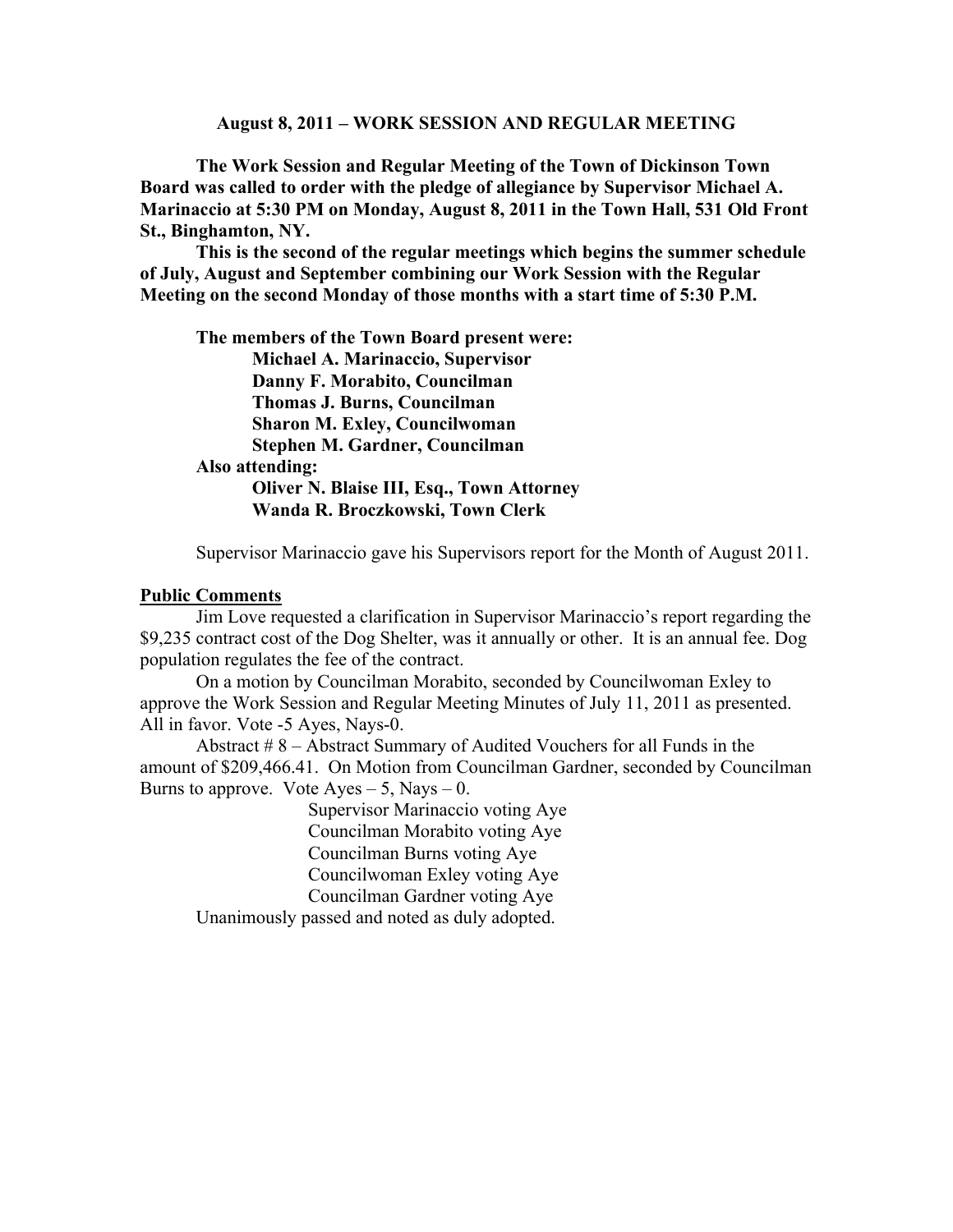# August 8, 2011 – WORK SESSION AND REGULAR MEETING

**The Work Session and Regular Meeting of the Town of Dickinson Town Board was called to order with the pledge of allegiance by Supervisor Michael A. Marinaccio at 5:30 PM on Monday, August 8, 2011 in the Town Hall, 531 Old Front St., Binghamton, NY.**

**This is the second of the regular meetings which begins the summer schedule of July, August and September combining our Work Session with the Regular Meeting on the second Monday of those months with a start time of 5:30 P.M.**

**The members of the Town Board present were:**

**Michael A. Marinaccio, Supervisor**
**Danny F. Morabito, Councilman**
**Thomas J. Burns, Councilman**
**Sharon M. Exley, Councilwoman**
**Stephen M. Gardner, Councilman**

**Also attending:**

**Oliver N. Blaise III, Esq., Town Attorney**
**Wanda R. Broczkowski, Town Clerk**

Supervisor Marinaccio gave his Supervisors report for the Month of August 2011.

**Public Comments**

Jim Love requested a clarification in Supervisor Marinaccio's report regarding the $9,235 contract cost of the Dog Shelter, was it annually or other. It is an annual fee. Dog population regulates the fee of the contract.

On a motion by Councilman Morabito, seconded by Councilwoman Exley to approve the Work Session and Regular Meeting Minutes of July 11, 2011 as presented. All in favor. Vote -5 Ayes, Nays-0.

Abstract # 8 – Abstract Summary of Audited Vouchers for all Funds in the amount of $209,466.41. On Motion from Councilman Gardner, seconded by Councilman Burns to approve. Vote Ayes – 5, Nays – 0.

Supervisor Marinaccio voting Aye
Councilman Morabito voting Aye
Councilman Burns voting Aye
Councilwoman Exley voting Aye
Councilman Gardner voting Aye

Unanimously passed and noted as duly adopted.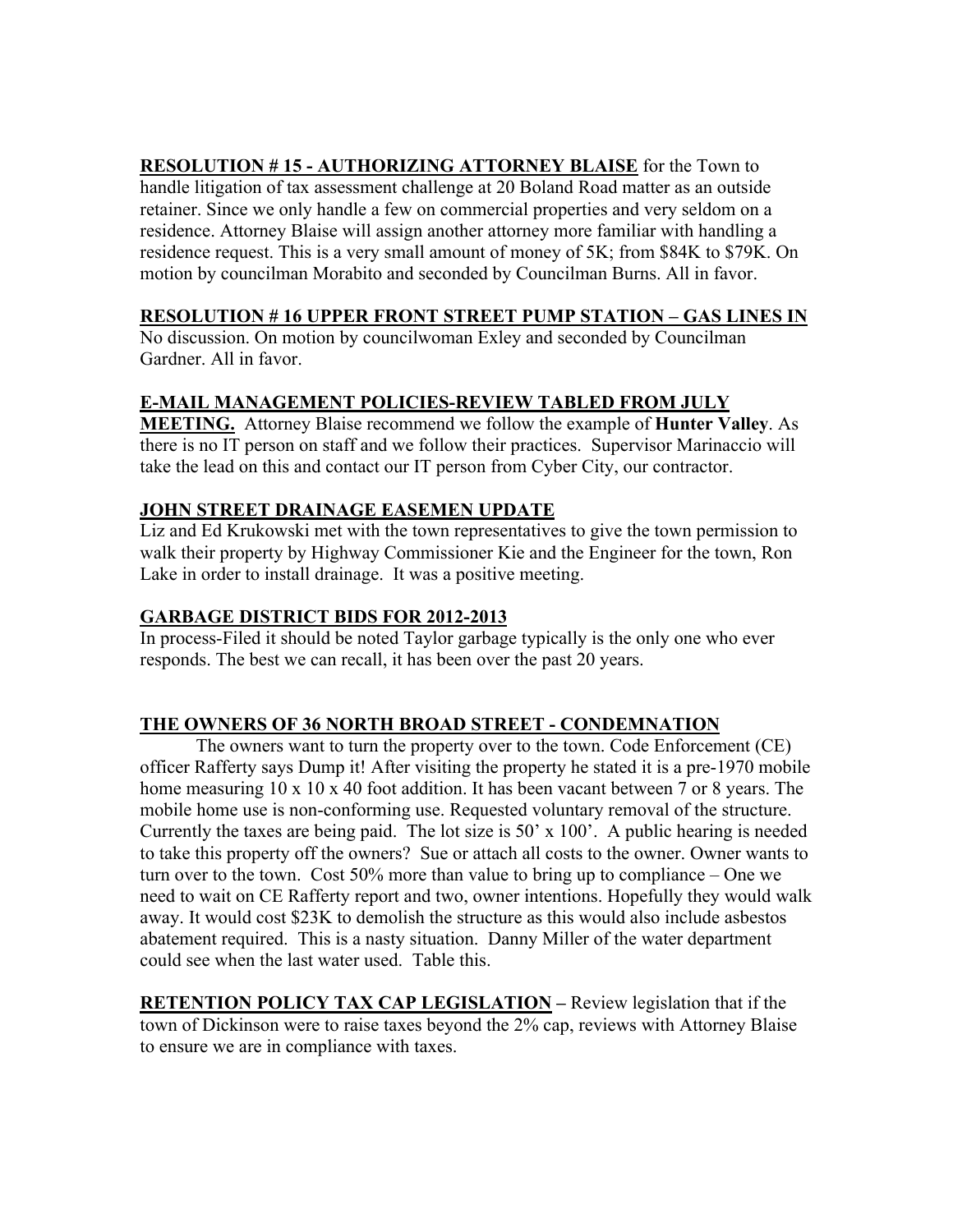**RESOLUTION # 15 - AUTHORIZING ATTORNEY BLAISE** for the Town to handle litigation of tax assessment challenge at 20 Boland Road matter as an outside retainer. Since we only handle a few on commercial properties and very seldom on a residence. Attorney Blaise will assign another attorney more familiar with handling a residence request. This is a very small amount of money of 5K; from $84K to $79K. On motion by councilman Morabito and seconded by Councilman Burns. All in favor.

**RESOLUTION # 16 UPPER FRONT STREET PUMP STATION – GAS LINES IN**

No discussion. On motion by councilwoman Exley and seconded by Councilman Gardner. All in favor.

**E-MAIL MANAGEMENT POLICIES-REVIEW TABLED FROM JULY MEETING.** Attorney Blaise recommend we follow the example of **Hunter Valley**. As there is no IT person on staff and we follow their practices. Supervisor Marinaccio will take the lead on this and contact our IT person from Cyber City, our contractor.

**JOHN STREET DRAINAGE EASEMEN UPDATE**

Liz and Ed Krukowski met with the town representatives to give the town permission to walk their property by Highway Commissioner Kie and the Engineer for the town, Ron Lake in order to install drainage. It was a positive meeting.

**GARBAGE DISTRICT BIDS FOR 2012-2013**

In process-Filed it should be noted Taylor garbage typically is the only one who ever responds. The best we can recall, it has been over the past 20 years.

**THE OWNERS OF 36 NORTH BROAD STREET - CONDEMNATION**

The owners want to turn the property over to the town. Code Enforcement (CE) officer Rafferty says Dump it! After visiting the property he stated it is a pre-1970 mobile home measuring 10 x 10 x 40 foot addition. It has been vacant between 7 or 8 years. The mobile home use is non-conforming use. Requested voluntary removal of the structure. Currently the taxes are being paid. The lot size is 50' x 100'. A public hearing is needed to take this property off the owners? Sue or attach all costs to the owner. Owner wants to turn over to the town. Cost 50% more than value to bring up to compliance – One we need to wait on CE Rafferty report and two, owner intentions. Hopefully they would walk away. It would cost $23K to demolish the structure as this would also include asbestos abatement required. This is a nasty situation. Danny Miller of the water department could see when the last water used. Table this.

**RETENTION POLICY TAX CAP LEGISLATION –** Review legislation that if the town of Dickinson were to raise taxes beyond the 2% cap, reviews with Attorney Blaise to ensure we are in compliance with taxes.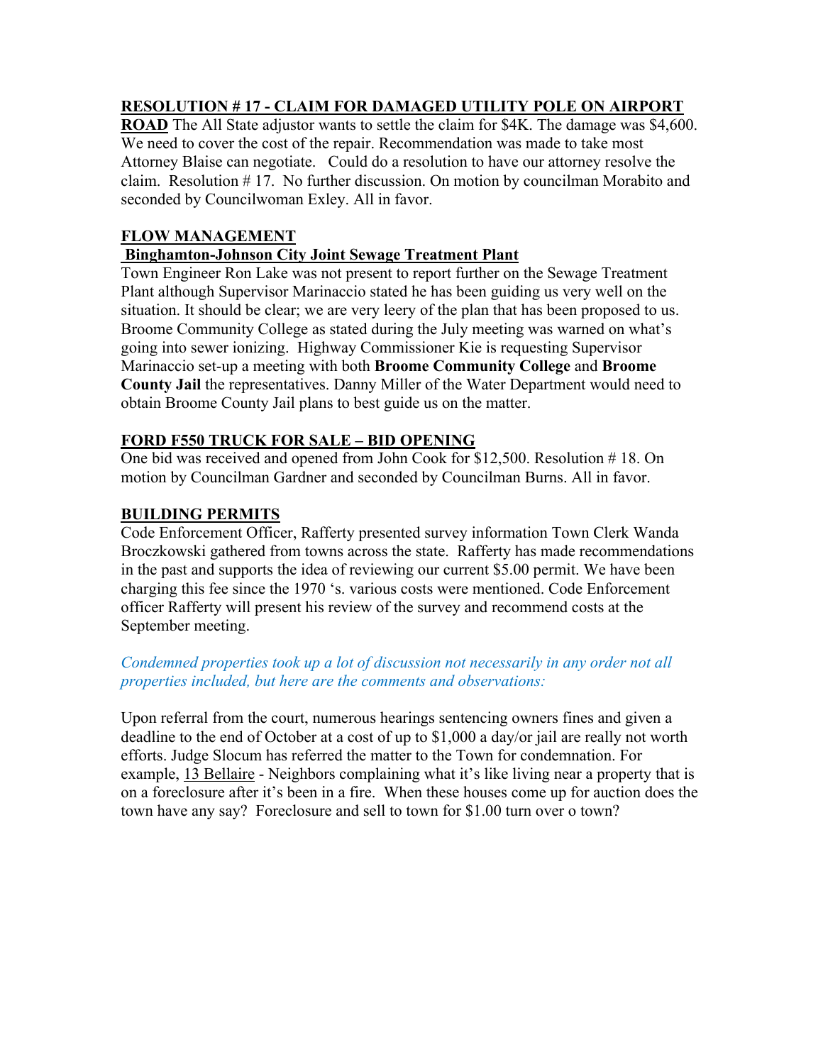**<u>RESOLUTION # 17 - CLAIM FOR DAMAGED UTILITY POLE ON AIRPORT ROAD</u>** The All State adjustor wants to settle the claim for $4K. The damage was $4,600. We need to cover the cost of the repair. Recommendation was made to take most Attorney Blaise can negotiate. Could do a resolution to have our attorney resolve the claim. Resolution # 17. No further discussion. On motion by councilman Morabito and seconded by Councilwoman Exley. All in favor.

**<u>FLOW MANAGEMENT</u>**

**<u>Binghamton-Johnson City Joint Sewage Treatment Plant</u>**

Town Engineer Ron Lake was not present to report further on the Sewage Treatment Plant although Supervisor Marinaccio stated he has been guiding us very well on the situation. It should be clear; we are very leery of the plan that has been proposed to us. Broome Community College as stated during the July meeting was warned on what's going into sewer ionizing. Highway Commissioner Kie is requesting Supervisor Marinaccio set-up a meeting with both **Broome Community College** and **Broome County Jail** the representatives. Danny Miller of the Water Department would need to obtain Broome County Jail plans to best guide us on the matter.

**<u>FORD F550 TRUCK FOR SALE – BID OPENING</u>**

One bid was received and opened from John Cook for $12,500. Resolution # 18. On motion by Councilman Gardner and seconded by Councilman Burns. All in favor.

**<u>BUILDING PERMITS</u>**

Code Enforcement Officer, Rafferty presented survey information Town Clerk Wanda Broczkowski gathered from towns across the state. Rafferty has made recommendations in the past and supports the idea of reviewing our current $5.00 permit. We have been charging this fee since the 1970 's. various costs were mentioned. Code Enforcement officer Rafferty will present his review of the survey and recommend costs at the September meeting.

*Condemned properties took up a lot of discussion not necessarily in any order not all properties included, but here are the comments and observations:*

Upon referral from the court, numerous hearings sentencing owners fines and given a deadline to the end of October at a cost of up to $1,000 a day/or jail are really not worth efforts. Judge Slocum has referred the matter to the Town for condemnation. For example, <u>13 Bellaire</u> - Neighbors complaining what it's like living near a property that is on a foreclosure after it's been in a fire. When these houses come up for auction does the town have any say? Foreclosure and sell to town for $1.00 turn over o town?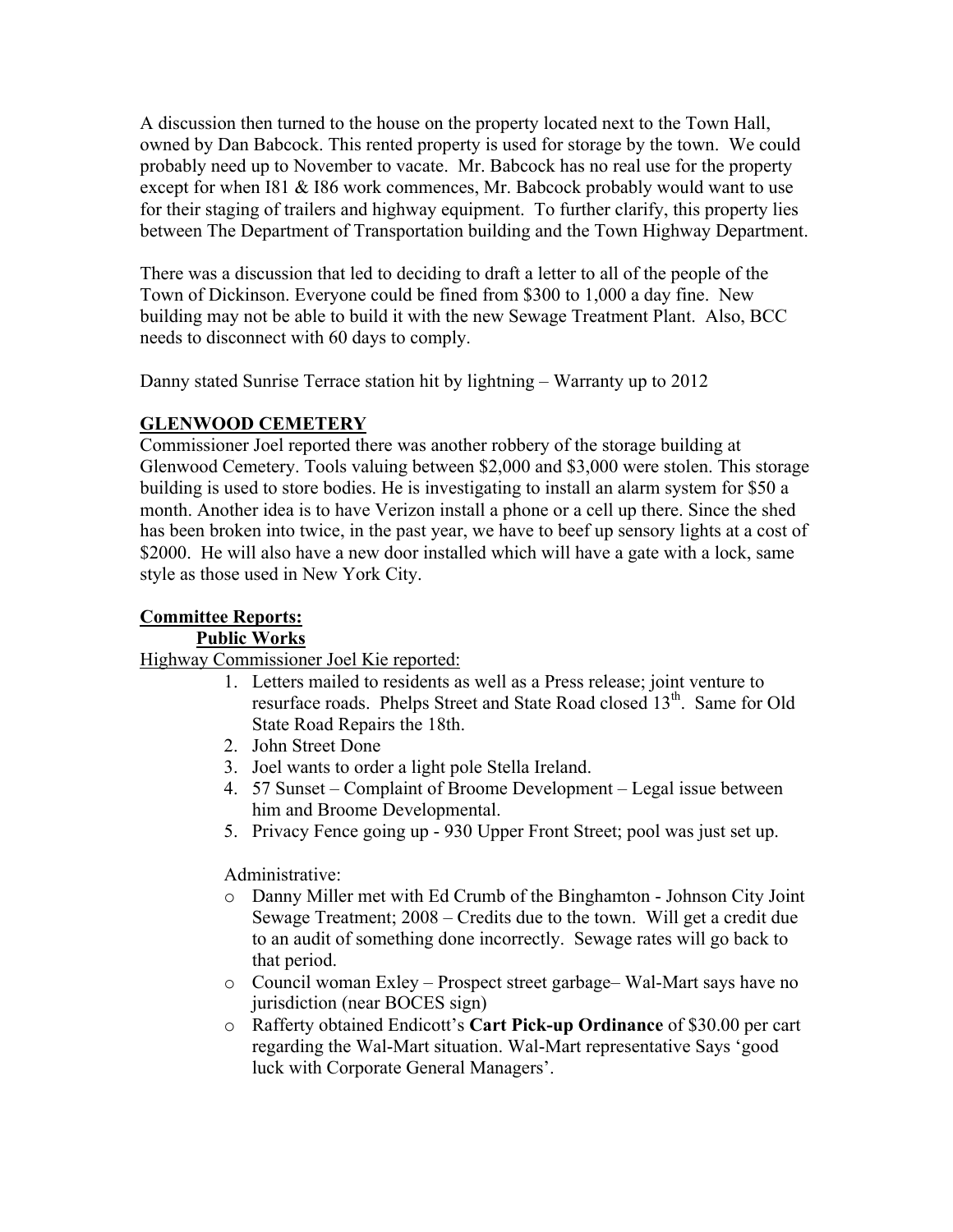A discussion then turned to the house on the property located next to the Town Hall, owned by Dan Babcock. This rented property is used for storage by the town. We could probably need up to November to vacate. Mr. Babcock has no real use for the property except for when I81 & I86 work commences, Mr. Babcock probably would want to use for their staging of trailers and highway equipment. To further clarify, this property lies between The Department of Transportation building and the Town Highway Department.

There was a discussion that led to deciding to draft a letter to all of the people of the Town of Dickinson. Everyone could be fined from $300 to 1,000 a day fine. New building may not be able to build it with the new Sewage Treatment Plant. Also, BCC needs to disconnect with 60 days to comply.

Danny stated Sunrise Terrace station hit by lightning – Warranty up to 2012

**GLENWOOD CEMETERY**

Commissioner Joel reported there was another robbery of the storage building at Glenwood Cemetery. Tools valuing between $2,000 and $3,000 were stolen. This storage building is used to store bodies. He is investigating to install an alarm system for $50 a month. Another idea is to have Verizon install a phone or a cell up there. Since the shed has been broken into twice, in the past year, we have to beef up sensory lights at a cost of $2000. He will also have a new door installed which will have a gate with a lock, same style as those used in New York City.

**Committee Reports:**

**Public Works**

Highway Commissioner Joel Kie reported:

1. Letters mailed to residents as well as a Press release; joint venture to resurface roads. Phelps Street and State Road closed 13th. Same for Old State Road Repairs the 18th.
2. John Street Done
3. Joel wants to order a light pole Stella Ireland.
4. 57 Sunset – Complaint of Broome Development – Legal issue between him and Broome Developmental.
5. Privacy Fence going up - 930 Upper Front Street; pool was just set up.

Administrative:

- Danny Miller met with Ed Crumb of the Binghamton - Johnson City Joint Sewage Treatment; 2008 – Credits due to the town. Will get a credit due to an audit of something done incorrectly. Sewage rates will go back to that period.
- Council woman Exley – Prospect street garbage– Wal-Mart says have no jurisdiction (near BOCES sign)
- Rafferty obtained Endicott's **Cart Pick-up Ordinance** of $30.00 per cart regarding the Wal-Mart situation. Wal-Mart representative Says 'good luck with Corporate General Managers'.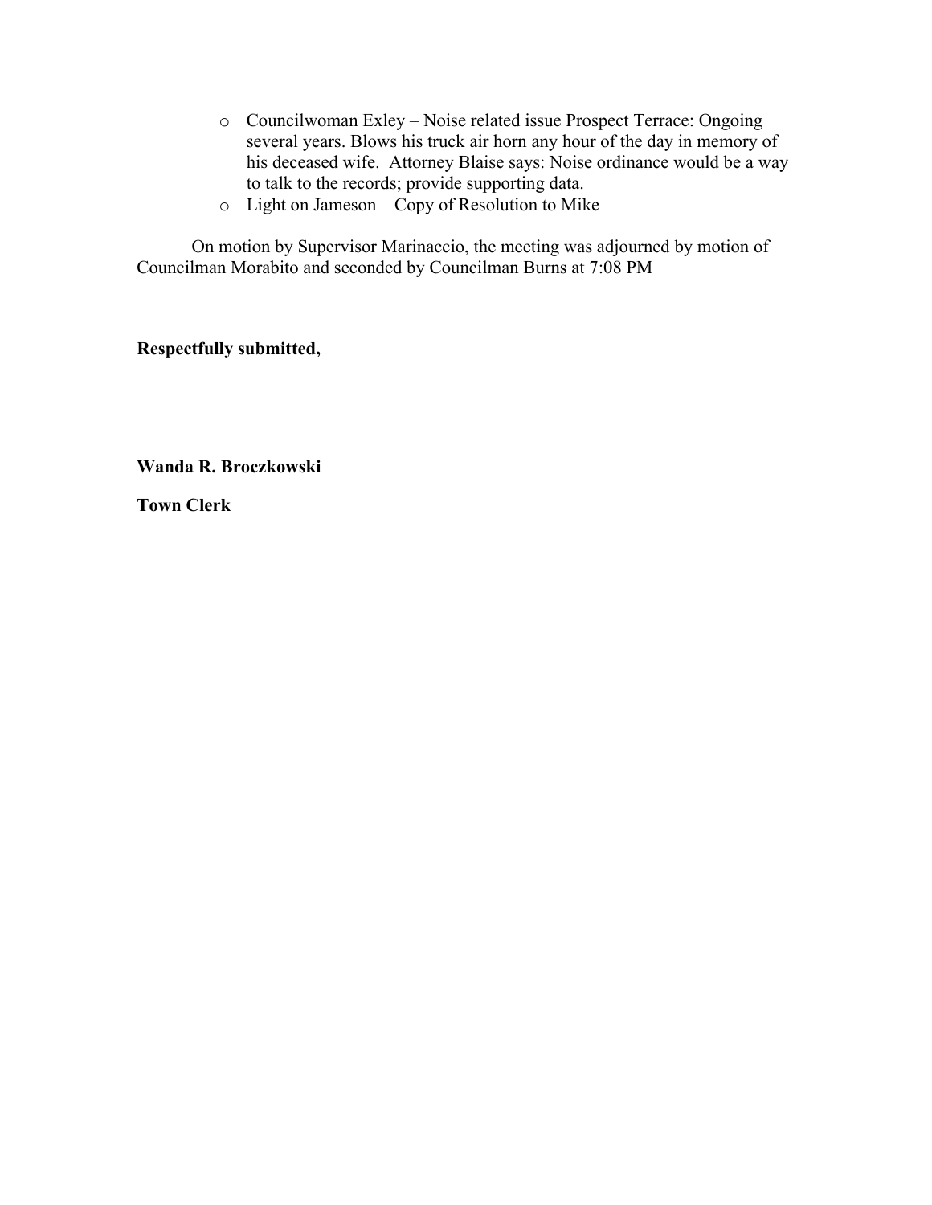- Councilwoman Exley – Noise related issue Prospect Terrace: Ongoing several years. Blows his truck air horn any hour of the day in memory of his deceased wife. Attorney Blaise says: Noise ordinance would be a way to talk to the records; provide supporting data.
- Light on Jameson – Copy of Resolution to Mike

On motion by Supervisor Marinaccio, the meeting was adjourned by motion of Councilman Morabito and seconded by Councilman Burns at 7:08 PM

**Respectfully submitted,**

**Wanda R. Broczkowski**

**Town Clerk**